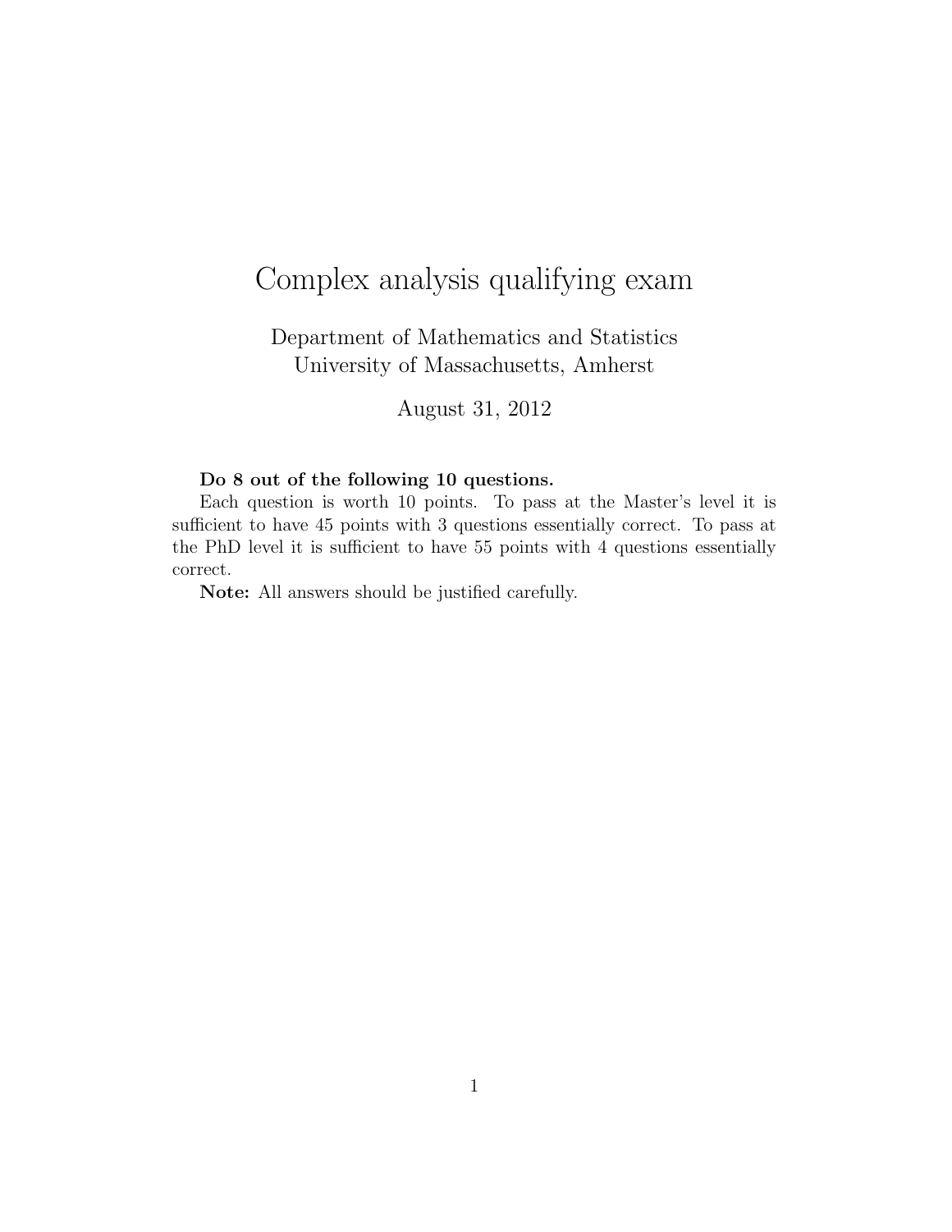# Complex analysis qualifying exam

Department of Mathematics and Statistics
University of Massachusetts, Amherst

August 31, 2012

**Do 8 out of the following 10 questions.**

Each question is worth 10 points. To pass at the Master's level it is sufficient to have 45 points with 3 questions essentially correct. To pass at the PhD level it is sufficient to have 55 points with 4 questions essentially correct.

**Note:** All answers should be justified carefully.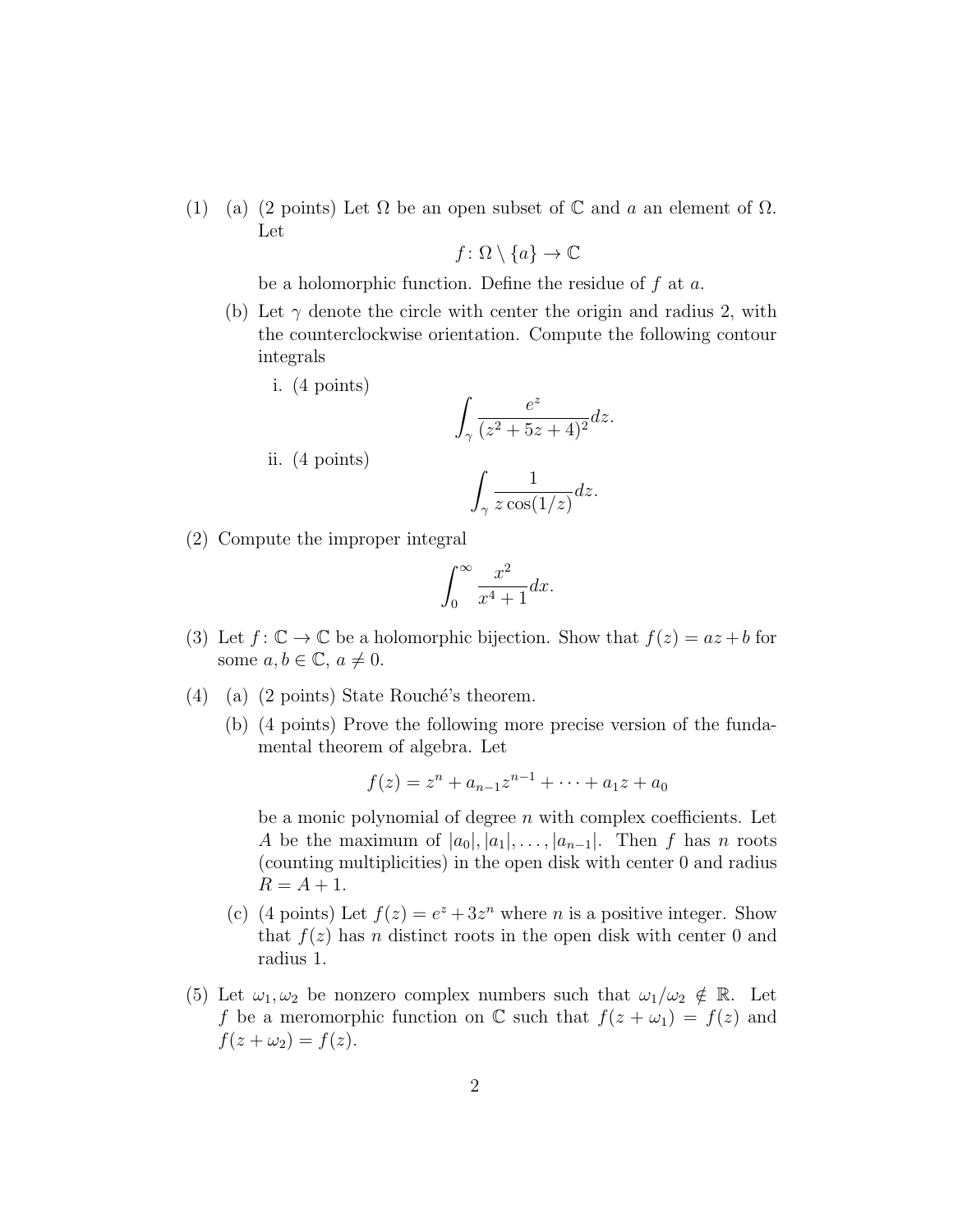(1) (a) (2 points) Let $\Omega$ be an open subset of $\mathbb{C}$ and $a$ an element of $\Omega$. Let

$$f \colon \Omega \setminus \{a\} \to \mathbb{C}$$

be a holomorphic function. Define the residue of $f$ at $a$.

(b) Let $\gamma$ denote the circle with center the origin and radius 2, with the counterclockwise orientation. Compute the following contour integrals

i. (4 points)

$$\int_\gamma \frac{e^z}{(z^2 + 5z + 4)^2} dz.$$

ii. (4 points)

$$\int_\gamma \frac{1}{z \cos(1/z)} dz.$$

(2) Compute the improper integral

$$\int_0^\infty \frac{x^2}{x^4 + 1} dx.$$

(3) Let $f \colon \mathbb{C} \to \mathbb{C}$ be a holomorphic bijection. Show that $f(z) = az + b$ for some $a, b \in \mathbb{C}$, $a \neq 0$.

(4) (a) (2 points) State Rouché's theorem.

(b) (4 points) Prove the following more precise version of the fundamental theorem of algebra. Let

$$f(z) = z^n + a_{n-1}z^{n-1} + \cdots + a_1 z + a_0$$

be a monic polynomial of degree $n$ with complex coefficients. Let $A$ be the maximum of $|a_0|, |a_1|, \ldots, |a_{n-1}|$. Then $f$ has $n$ roots (counting multiplicities) in the open disk with center 0 and radius $R = A + 1$.

(c) (4 points) Let $f(z) = e^z + 3z^n$ where $n$ is a positive integer. Show that $f(z)$ has $n$ distinct roots in the open disk with center 0 and radius 1.

(5) Let $\omega_1, \omega_2$ be nonzero complex numbers such that $\omega_1/\omega_2 \notin \mathbb{R}$. Let $f$ be a meromorphic function on $\mathbb{C}$ such that $f(z + \omega_1) = f(z)$ and $f(z + \omega_2) = f(z)$.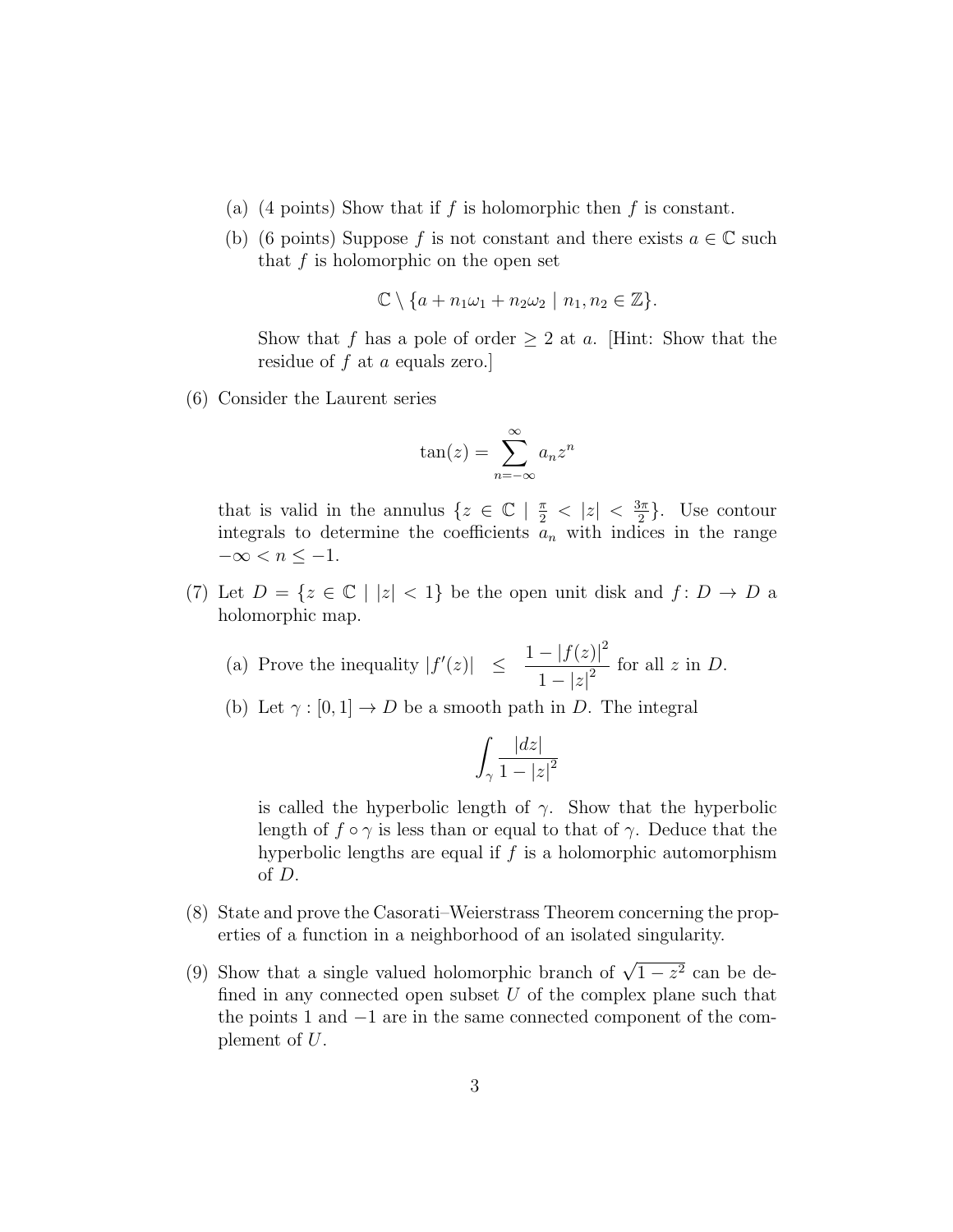(a) (4 points) Show that if $f$ is holomorphic then $f$ is constant.

(b) (6 points) Suppose $f$ is not constant and there exists $a \in \mathbb{C}$ such that $f$ is holomorphic on the open set

$$\mathbb{C} \setminus \{a + n_1\omega_1 + n_2\omega_2 \mid n_1, n_2 \in \mathbb{Z}\}.$$

Show that $f$ has a pole of order $\geq 2$ at $a$. [Hint: Show that the residue of $f$ at $a$ equals zero.]

(6) Consider the Laurent series

$$\tan(z) = \sum_{n=-\infty}^{\infty} a_n z^n$$

that is valid in the annulus $\{z \in \mathbb{C} \mid \frac{\pi}{2} < |z| < \frac{3\pi}{2}\}$. Use contour integrals to determine the coefficients $a_n$ with indices in the range $-\infty < n \leq -1$.

(7) Let $D = \{z \in \mathbb{C} \mid |z| < 1\}$ be the open unit disk and $f \colon D \to D$ a holomorphic map.

(a) Prove the inequality $|f'(z)| \leq \dfrac{1 - |f(z)|^2}{1 - |z|^2}$ for all $z$ in $D$.

(b) Let $\gamma : [0, 1] \to D$ be a smooth path in $D$. The integral

$$\int_\gamma \frac{|dz|}{1 - |z|^2}$$

is called the hyperbolic length of $\gamma$. Show that the hyperbolic length of $f \circ \gamma$ is less than or equal to that of $\gamma$. Deduce that the hyperbolic lengths are equal if $f$ is a holomorphic automorphism of $D$.

(8) State and prove the Casorati–Weierstrass Theorem concerning the properties of a function in a neighborhood of an isolated singularity.

(9) Show that a single valued holomorphic branch of $\sqrt{1 - z^2}$ can be defined in any connected open subset $U$ of the complex plane such that the points 1 and $-1$ are in the same connected component of the complement of $U$.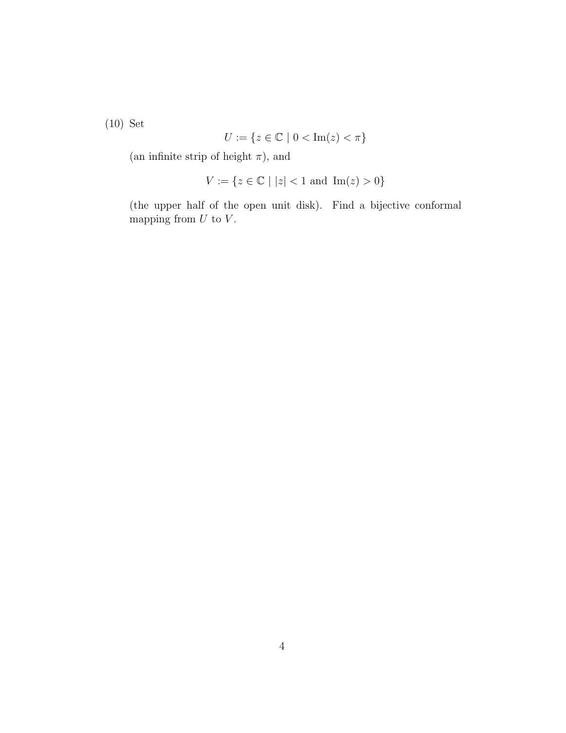(10) Set

$$U := \{z \in \mathbb{C} \mid 0 < \mathrm{Im}(z) < \pi\}$$

(an infinite strip of height $\pi$), and

$$V := \{z \in \mathbb{C} \mid |z| < 1 \text{ and } \mathrm{Im}(z) > 0\}$$

(the upper half of the open unit disk). Find a bijective conformal mapping from $U$ to $V$.